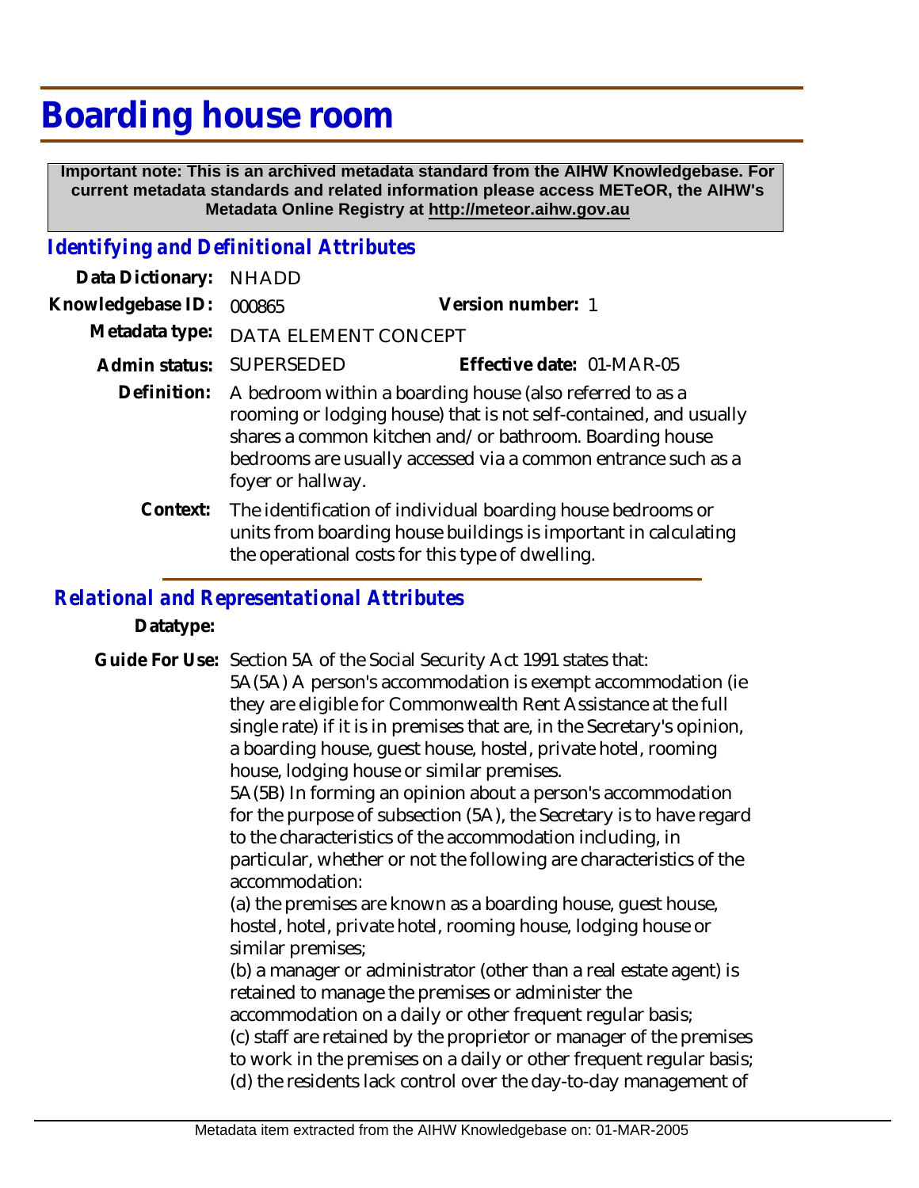# Boarding house room

**Important note: This is an archived metadata standard from the AIHW Knowledgebase. For current metadata standards and related information please access METeOR, the AIHW's Metadata Online Registry at http://meteor.aihw.gov.au**

## *Identifying and Definitional Attributes*

**Data Dictionary:** NHADD

**Knowledgebase ID:** 000865 **Version number:** 1

**Metadata type:** DATA ELEMENT CONCEPT

**Admin status:** SUPERSEDED **Effective date:** 01-MAR-05

**Definition:** A bedroom within a boarding house (also referred to as a rooming or lodging house) that is not self-contained, and usually shares a common kitchen and/or bathroom. Boarding house bedrooms are usually accessed via a common entrance such as a foyer or hallway.

**Context:** The identification of individual boarding house bedrooms or units from boarding house buildings is important in calculating the operational costs for this type of dwelling.

## *Relational and Representational Attributes*

**Datatype:**

**Guide For Use:** Section 5A of the Social Security Act 1991 states that:
5A(5A) A person's accommodation is exempt accommodation (ie they are eligible for Commonwealth Rent Assistance at the full single rate) if it is in premises that are, in the Secretary's opinion, a boarding house, guest house, hostel, private hotel, rooming house, lodging house or similar premises.
5A(5B) In forming an opinion about a person's accommodation for the purpose of subsection (5A), the Secretary is to have regard to the characteristics of the accommodation including, in particular, whether or not the following are characteristics of the accommodation:
(a) the premises are known as a boarding house, guest house, hostel, hotel, private hotel, rooming house, lodging house or similar premises;
(b) a manager or administrator (other than a real estate agent) is retained to manage the premises or administer the accommodation on a daily or other frequent regular basis;
(c) staff are retained by the proprietor or manager of the premises to work in the premises on a daily or other frequent regular basis;
(d) the residents lack control over the day-to-day management of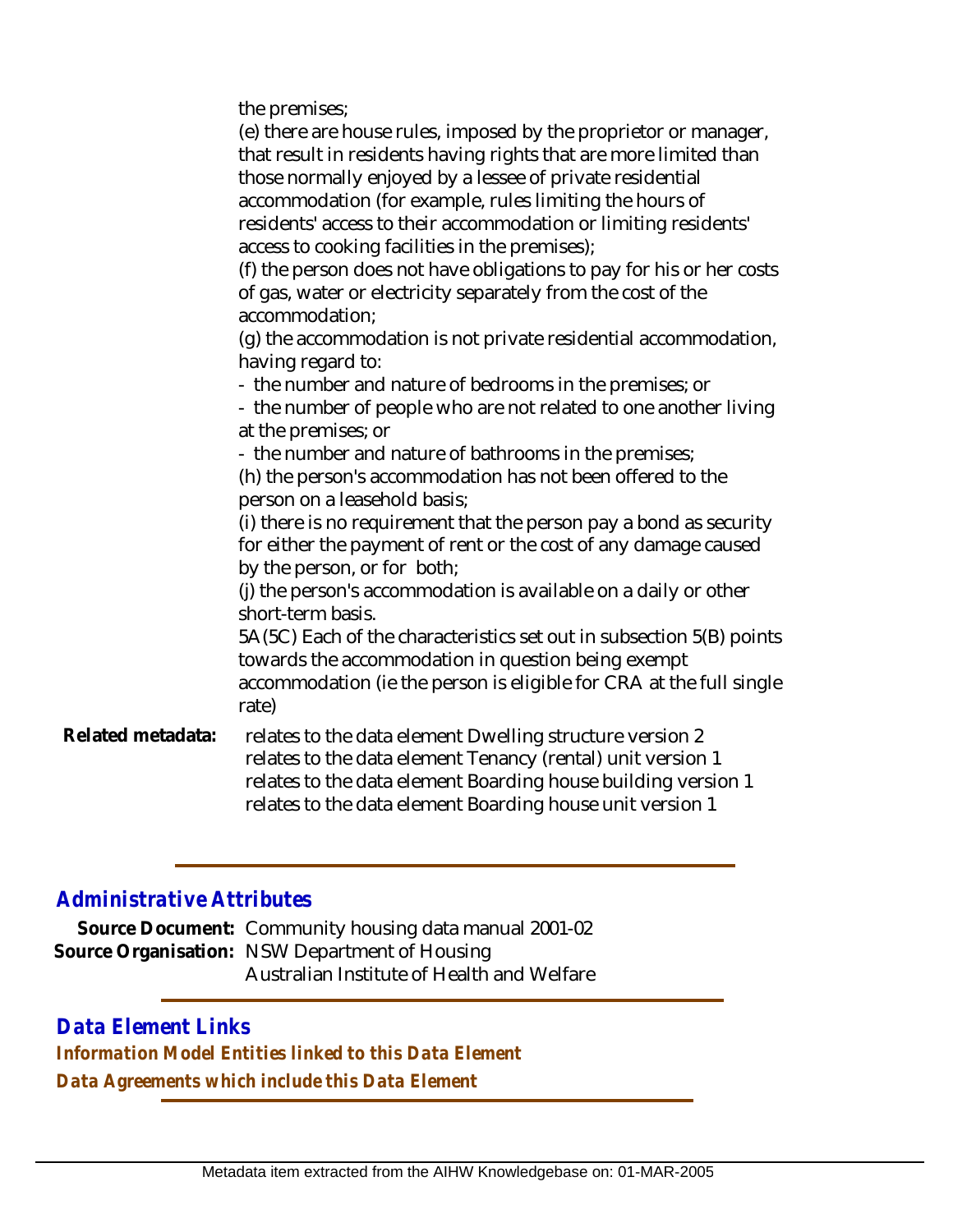the premises;

(e) there are house rules, imposed by the proprietor or manager, that result in residents having rights that are more limited than those normally enjoyed by a lessee of private residential accommodation (for example, rules limiting the hours of residents' access to their accommodation or limiting residents' access to cooking facilities in the premises);

(f) the person does not have obligations to pay for his or her costs of gas, water or electricity separately from the cost of the accommodation;

(g) the accommodation is not private residential accommodation, having regard to:

- the number and nature of bedrooms in the premises; or
- the number of people who are not related to one another living at the premises; or
- the number and nature of bathrooms in the premises;

(h) the person's accommodation has not been offered to the person on a leasehold basis;

(i) there is no requirement that the person pay a bond as security for either the payment of rent or the cost of any damage caused by the person, or for both;

(j) the person's accommodation is available on a daily or other short-term basis.

5A(5C) Each of the characteristics set out in subsection 5(B) points towards the accommodation in question being exempt accommodation (ie the person is eligible for CRA at the full single rate)

**Related metadata:** relates to the data element Dwelling structure version 2
relates to the data element Tenancy (rental) unit version 1
relates to the data element Boarding house building version 1
relates to the data element Boarding house unit version 1

## Administrative Attributes

**Source Document:** Community housing data manual 2001-02
**Source Organisation:** NSW Department of Housing
Australian Institute of Health and Welfare

## Data Element Links

### Information Model Entities linked to this Data Element

### Data Agreements which include this Data Element